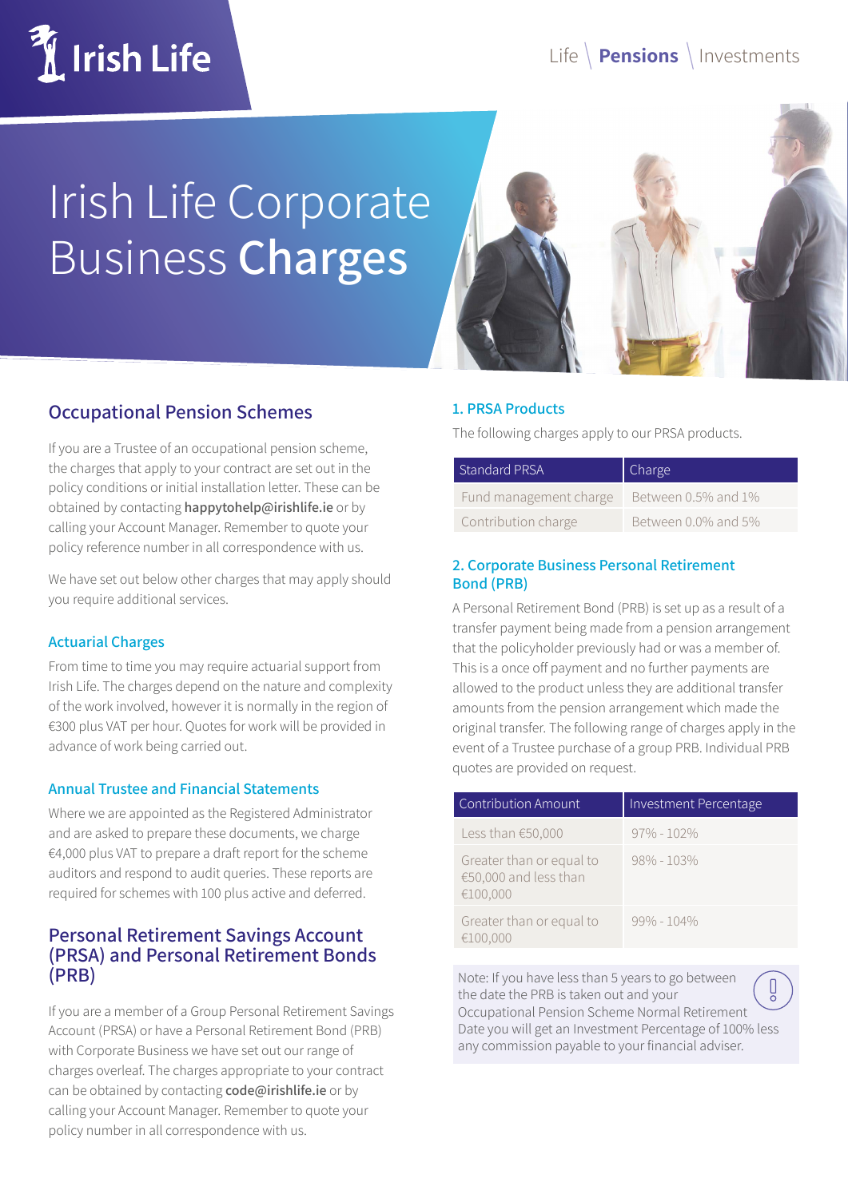# Irish Life Corporate Business **Charges**

## Occupational Pension Schemes

If you are a Trustee of an occupational pension scheme, the charges that apply to your contract are set out in the policy conditions or initial installation letter. These can be obtained by contacting **happytohelp@irishlife.ie** or by calling your Account Manager. Remember to quote your policy reference number in all correspondence with us.

We have set out below other charges that may apply should you require additional services.

### Actuarial Charges

From time to time you may require actuarial support from Irish Life. The charges depend on the nature and complexity of the work involved, however it is normally in the region of €300 plus VAT per hour. Quotes for work will be provided in advance of work being carried out.

### Annual Trustee and Financial Statements

Where we are appointed as the Registered Administrator and are asked to prepare these documents, we charge €4,000 plus VAT to prepare a draft report for the scheme auditors and respond to audit queries. These reports are required for schemes with 100 plus active and deferred.

## Personal Retirement Savings Account (PRSA) and Personal Retirement Bonds (PRB)

If you are a member of a Group Personal Retirement Savings Account (PRSA) or have a Personal Retirement Bond (PRB) with Corporate Business we have set out our range of charges overleaf. The charges appropriate to your contract can be obtained by contacting **code@irishlife.ie** or by calling your Account Manager. Remember to quote your policy number in all correspondence with us.

### 1. PRSA Products

The following charges apply to our PRSA products.

| Standard PRSA | Charge |
|---|---|
| Fund management charge | Between 0.5% and 1% |
| Contribution charge | Between 0.0% and 5% |

### 2. Corporate Business Personal Retirement Bond (PRB)

A Personal Retirement Bond (PRB) is set up as a result of a transfer payment being made from a pension arrangement that the policyholder previously had or was a member of. This is a once off payment and no further payments are allowed to the product unless they are additional transfer amounts from the pension arrangement which made the original transfer. The following range of charges apply in the event of a Trustee purchase of a group PRB. Individual PRB quotes are provided on request.

| Contribution Amount | Investment Percentage |
|---|---|
| Less than €50,000 | 97% - 102% |
| Greater than or equal to €50,000 and less than €100,000 | 98% - 103% |
| Greater than or equal to €100,000 | 99% - 104% |

Note: If you have less than 5 years to go between the date the PRB is taken out and your Occupational Pension Scheme Normal Retirement Date you will get an Investment Percentage of 100% less any commission payable to your financial adviser.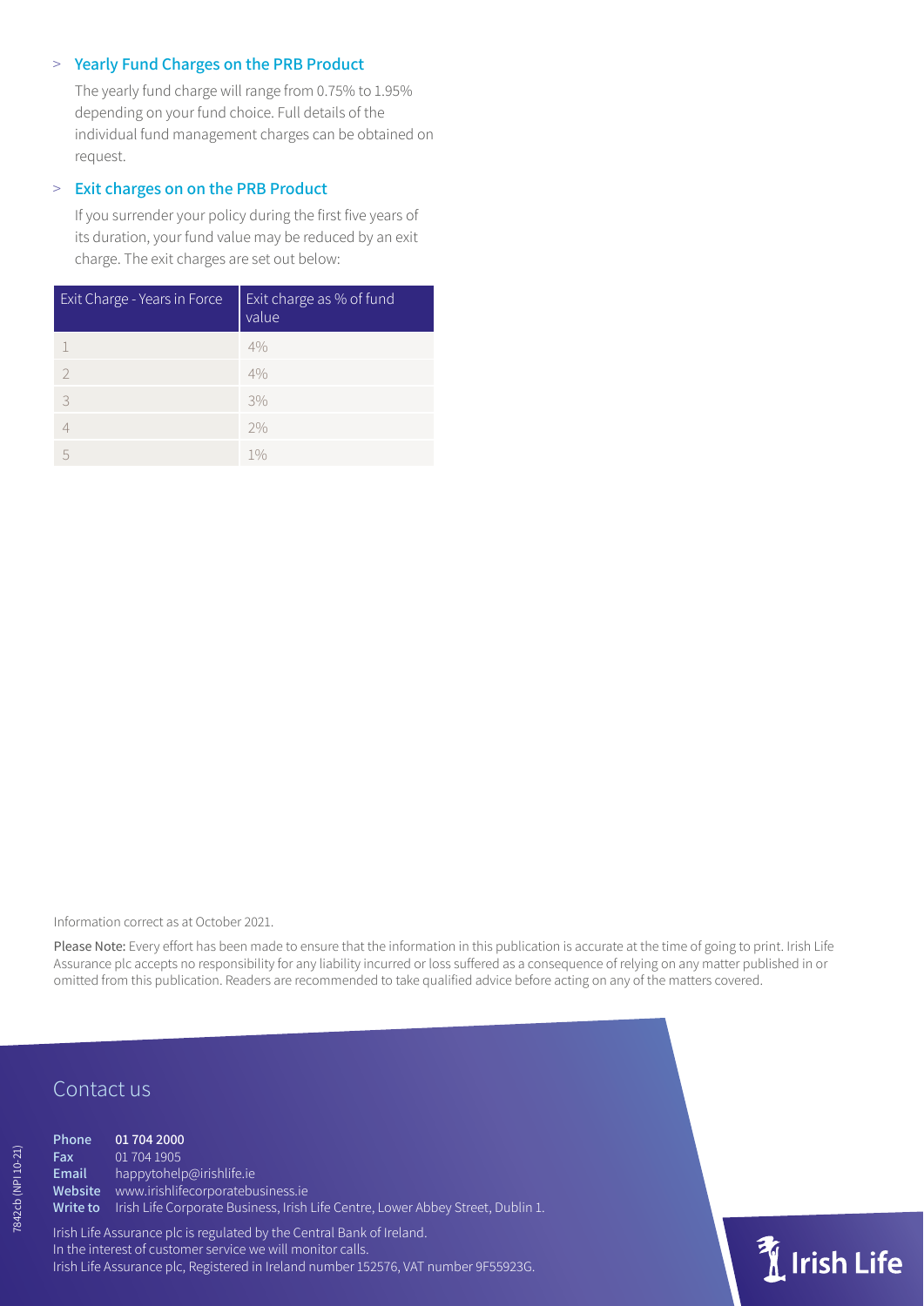### > Yearly Fund Charges on the PRB Product

The yearly fund charge will range from 0.75% to 1.95% depending on your fund choice. Full details of the individual fund management charges can be obtained on request.

### > Exit charges on on the PRB Product

If you surrender your policy during the first five years of its duration, your fund value may be reduced by an exit charge. The exit charges are set out below:

| Exit Charge - Years in Force | Exit charge as % of fund value |
|---|---|
| 1 | 4% |
| 2 | 4% |
| 3 | 3% |
| 4 | 2% |
| 5 | 1% |

Information correct as at October 2021.

**Please Note:** Every effort has been made to ensure that the information in this publication is accurate at the time of going to print. Irish Life Assurance plc accepts no responsibility for any liability incurred or loss suffered as a consequence of relying on any matter published in or omitted from this publication. Readers are recommended to take qualified advice before acting on any of the matters covered.

## Contact us

**Phone** **01 704 2000**
**Fax** 01 704 1905
**Email** happytohelp@irishlife.ie
**Website** www.irishlifecorporatebusiness.ie
**Write to** Irish Life Corporate Business, Irish Life Centre, Lower Abbey Street, Dublin 1.

Irish Life Assurance plc is regulated by the Central Bank of Ireland.
In the interest of customer service we will monitor calls.
Irish Life Assurance plc, Registered in Ireland number 152576, VAT number 9F55923G.

7842cb (NP! 10-21)

Irish Life